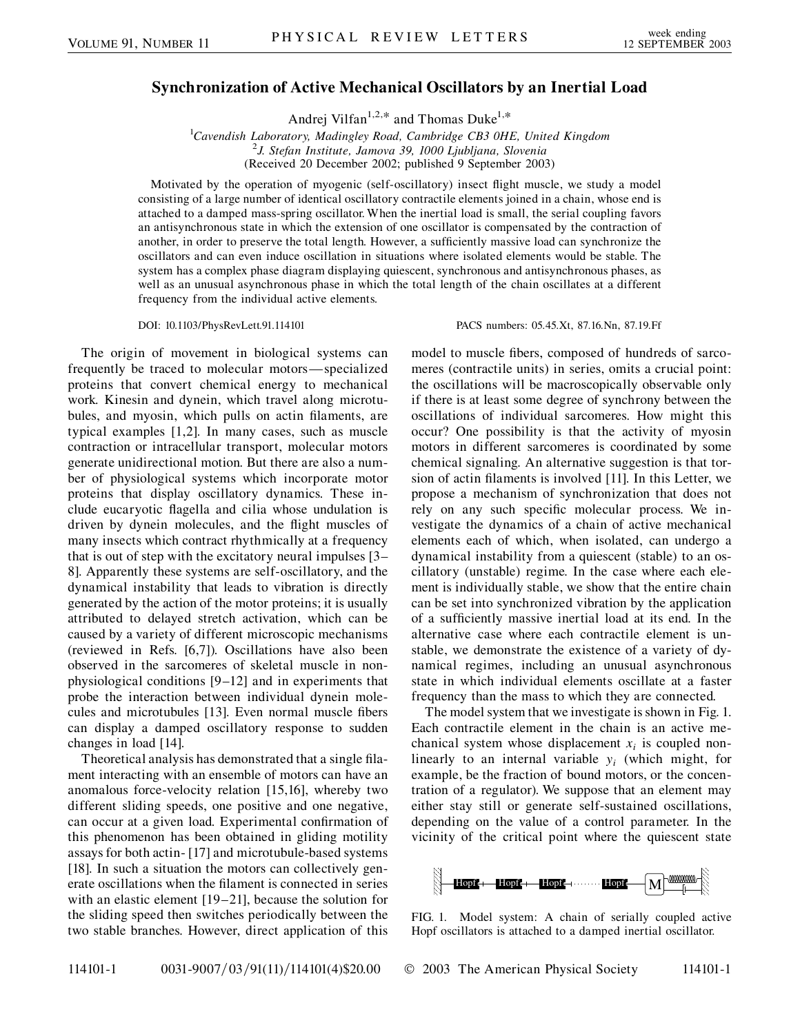# Synchronization of Active Mechanical Oscillators by an Inertial Load

Andrej Vilfan[1,2,*] and Thomas Duke[1,*]

[1]Cavendish Laboratory, Madingley Road, Cambridge CB3 0HE, United Kingdom
[2]J. Stefan Institute, Jamova 39, 1000 Ljubljana, Slovenia
(Received 20 December 2002; published 9 September 2003)

Motivated by the operation of myogenic (self-oscillatory) insect flight muscle, we study a model consisting of a large number of identical oscillatory contractile elements joined in a chain, whose end is attached to a damped mass-spring oscillator. When the inertial load is small, the serial coupling favors an antisynchronous state in which the extension of one oscillator is compensated by the contraction of another, in order to preserve the total length. However, a sufficiently massive load can synchronize the oscillators and can even induce oscillation in situations where isolated elements would be stable. The system has a complex phase diagram displaying quiescent, synchronous and antisynchronous phases, as well as an unusual asynchronous phase in which the total length of the chain oscillates at a different frequency from the individual active elements.

DOI: 10.1103/PhysRevLett.91.114101 PACS numbers: 05.45.Xt, 87.16.Nn, 87.19.Ff

The origin of movement in biological systems can frequently be traced to molecular motors—specialized proteins that convert chemical energy to mechanical work. Kinesin and dynein, which travel along microtubules, and myosin, which pulls on actin filaments, are typical examples [1,2]. In many cases, such as muscle contraction or intracellular transport, molecular motors generate unidirectional motion. But there are also a number of physiological systems which incorporate motor proteins that display oscillatory dynamics. These include eucaryotic flagella and cilia whose undulation is driven by dynein molecules, and the flight muscles of many insects which contract rhythmically at a frequency that is out of step with the excitatory neural impulses [3–8]. Apparently these systems are self-oscillatory, and the dynamical instability that leads to vibration is directly generated by the action of the motor proteins; it is usually attributed to delayed stretch activation, which can be caused by a variety of different microscopic mechanisms (reviewed in Refs. [6,7]). Oscillations have also been observed in the sarcomeres of skeletal muscle in nonphysiological conditions [9–12] and in experiments that probe the interaction between individual dynein molecules and microtubules [13]. Even normal muscle fibers can display a damped oscillatory response to sudden changes in load [14].

Theoretical analysis has demonstrated that a single filament interacting with an ensemble of motors can have an anomalous force-velocity relation [15,16], whereby two different sliding speeds, one positive and one negative, can occur at a given load. Experimental confirmation of this phenomenon has been obtained in gliding motility assays for both actin- [17] and microtubule-based systems [18]. In such a situation the motors can collectively generate oscillations when the filament is connected in series with an elastic element [19–21], because the solution for the sliding speed then switches periodically between the two stable branches. However, direct application of this model to muscle fibers, composed of hundreds of sarcomeres (contractile units) in series, omits a crucial point: the oscillations will be macroscopically observable only if there is at least some degree of synchrony between the oscillations of individual sarcomeres. How might this occur? One possibility is that the activity of myosin motors in different sarcomeres is coordinated by some chemical signaling. An alternative suggestion is that torsion of actin filaments is involved [11]. In this Letter, we propose a mechanism of synchronization that does not rely on any such specific molecular process. We investigate the dynamics of a chain of active mechanical elements each of which, when isolated, can undergo a dynamical instability from a quiescent (stable) to an oscillatory (unstable) regime. In the case where each element is individually stable, we show that the entire chain can be set into synchronized vibration by the application of a sufficiently massive inertial load at its end. In the alternative case where each contractile element is unstable, we demonstrate the existence of a variety of dynamical regimes, including an unusual asynchronous state in which individual elements oscillate at a faster frequency than the mass to which they are connected.

The model system that we investigate is shown in Fig. 1. Each contractile element in the chain is an active mechanical system whose displacement $x_i$ is coupled nonlinearly to an internal variable $y_i$ (which might, for example, be the fraction of bound motors, or the concentration of a regulator). We suppose that an element may either stay still or generate self-sustained oscillations, depending on the value of a control parameter. In the vicinity of the critical point where the quiescent state

FIG. 1. Model system: A chain of serially coupled active Hopf oscillators is attached to a damped inertial oscillator.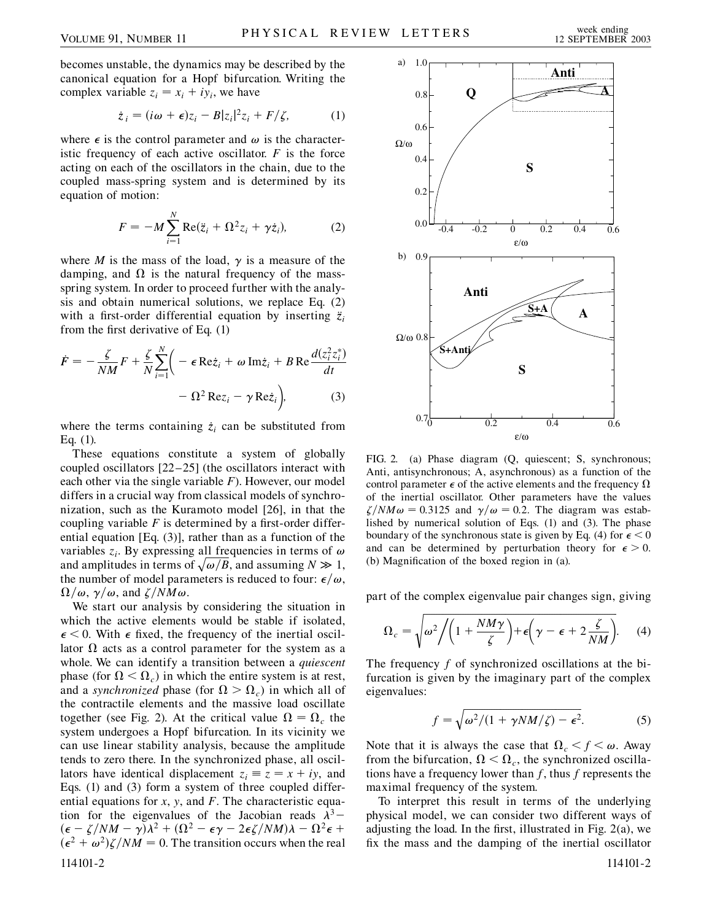becomes unstable, the dynamics may be described by the canonical equation for a Hopf bifurcation. Writing the complex variable $z_i = x_i + iy_i$, we have

$$\dot{z}_i = (i\omega + \epsilon)z_i - B|z_i|^2 z_i + F/\zeta, \tag{1}$$

where $\epsilon$ is the control parameter and $\omega$ is the characteristic frequency of each active oscillator. $F$ is the force acting on each of the oscillators in the chain, due to the coupled mass-spring system and is determined by its equation of motion:

$$F = -M \sum_{i=1}^{N} \mathrm{Re}(\ddot{z}_i + \Omega^2 z_i + \gamma \dot{z}_i), \tag{2}$$

where $M$ is the mass of the load, $\gamma$ is a measure of the damping, and $\Omega$ is the natural frequency of the mass-spring system. In order to proceed further with the analysis and obtain numerical solutions, we replace Eq. (2) with a first-order differential equation by inserting $\ddot{z}_i$ from the first derivative of Eq. (1)

$$\dot{F} = -\frac{\zeta}{NM}F + \frac{\zeta}{N}\sum_{i=1}^{N}\bigg(-\epsilon\,\mathrm{Re}\dot{z}_i + \omega\,\mathrm{Im}\dot{z}_i + B\,\mathrm{Re}\frac{d(z_i^2 z_i^*)}{dt} - \Omega^2\,\mathrm{Re}z_i - \gamma\,\mathrm{Re}\dot{z}_i\bigg), \tag{3}$$

where the terms containing $\dot{z}_i$ can be substituted from Eq. (1).

These equations constitute a system of globally coupled oscillators [22–25] (the oscillators interact with each other via the single variable $F$). However, our model differs in a crucial way from classical models of synchronization, such as the Kuramoto model [26], in that the coupling variable $F$ is determined by a first-order differential equation [Eq. (3)], rather than as a function of the variables $z_i$. By expressing all frequencies in terms of $\omega$ and amplitudes in terms of $\sqrt{\omega/B}$, and assuming $N \gg 1$, the number of model parameters is reduced to four: $\epsilon/\omega$, $\Omega/\omega$, $\gamma/\omega$, and $\zeta/NM\omega$.

We start our analysis by considering the situation in which the active elements would be stable if isolated, $\epsilon < 0$. With $\epsilon$ fixed, the frequency of the inertial oscillator $\Omega$ acts as a control parameter for the system as a whole. We can identify a transition between a *quiescent* phase (for $\Omega < \Omega_c$) in which the entire system is at rest, and a *synchronized* phase (for $\Omega > \Omega_c$) in which all of the contractile elements and the massive load oscillate together (see Fig. 2). At the critical value $\Omega = \Omega_c$ the system undergoes a Hopf bifurcation. In its vicinity we can use linear stability analysis, because the amplitude tends to zero there. In the synchronized phase, all oscillators have identical displacement $z_i \equiv z = x + iy$, and Eqs. (1) and (3) form a system of three coupled differential equations for $x$, $y$, and $F$. The characteristic equation for the eigenvalues of the Jacobian reads $\lambda^3 - (\epsilon - \zeta/NM - \gamma)\lambda^2 + (\Omega^2 - \epsilon\gamma - 2\epsilon\zeta/NM)\lambda - \Omega^2\epsilon + (\epsilon^2 + \omega^2)\zeta/NM = 0$. The transition occurs when the real part of the complex eigenvalue pair changes sign, giving

$$\Omega_c = \sqrt{\omega^2\Big/\Big(1 + \frac{NM\gamma}{\zeta}\Big) + \epsilon\Big(\gamma - \epsilon + 2\frac{\zeta}{NM}\Big)}. \tag{4}$$

The frequency $f$ of synchronized oscillations at the bifurcation is given by the imaginary part of the complex eigenvalues:

$$f = \sqrt{\omega^2/(1 + \gamma NM/\zeta) - \epsilon^2}. \tag{5}$$

Note that it is always the case that $\Omega_c < f < \omega$. Away from the bifurcation, $\Omega < \Omega_c$, the synchronized oscillations have a frequency lower than $f$, thus $f$ represents the maximal frequency of the system.

To interpret this result in terms of the underlying physical model, we can consider two different ways of adjusting the load. In the first, illustrated in Fig. 2(a), we fix the mass and the damping of the inertial oscillator

FIG. 2. (a) Phase diagram (Q, quiescent; S, synchronous; Anti, antisynchronous; A, asynchronous) as a function of the control parameter $\epsilon$ of the active elements and the frequency $\Omega$ of the inertial oscillator. Other parameters have the values $\zeta/NM\omega = 0.3125$ and $\gamma/\omega = 0.2$. The diagram was established by numerical solution of Eqs. (1) and (3). The phase boundary of the synchronous state is given by Eq. (4) for $\epsilon < 0$ and can be determined by perturbation theory for $\epsilon > 0$. (b) Magnification of the boxed region in (a).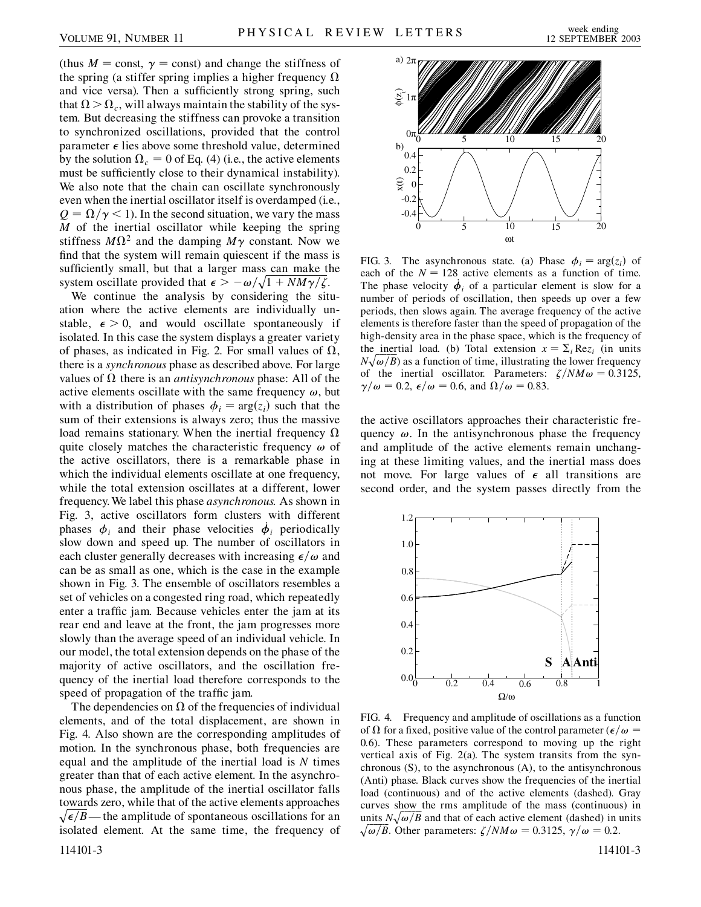(thus $M = \text{const}$, $\gamma = \text{const}$) and change the stiffness of the spring (a stiffer spring implies a higher frequency $\Omega$ and vice versa). Then a sufficiently strong spring, such that $\Omega > \Omega_c$, will always maintain the stability of the system. But decreasing the stiffness can provoke a transition to synchronized oscillations, provided that the control parameter $\epsilon$ lies above some threshold value, determined by the solution $\Omega_c = 0$ of Eq. (4) (i.e., the active elements must be sufficiently close to their dynamical instability). We also note that the chain can oscillate synchronously even when the inertial oscillator itself is overdamped (i.e., $Q = \Omega/\gamma < 1$). In the second situation, we vary the mass $M$ of the inertial oscillator while keeping the spring stiffness $M\Omega^2$ and the damping $M\gamma$ constant. Now we find that the system will remain quiescent if the mass is sufficiently small, but that a larger mass can make the system oscillate provided that $\epsilon > -\omega/\sqrt{1 + NM\gamma/\zeta}$.

We continue the analysis by considering the situation where the active elements are individually unstable, $\epsilon > 0$, and would oscillate spontaneously if isolated. In this case the system displays a greater variety of phases, as indicated in Fig. 2. For small values of $\Omega$, there is a *synchronous* phase as described above. For large values of $\Omega$ there is an *antisynchronous* phase: All of the active elements oscillate with the same frequency $\omega$, but with a distribution of phases $\phi_i = \arg(z_i)$ such that the sum of their extensions is always zero; thus the massive load remains stationary. When the inertial frequency $\Omega$ quite closely matches the characteristic frequency $\omega$ of the active oscillators, there is a remarkable phase in which the individual elements oscillate at one frequency, while the total extension oscillates at a different, lower frequency. We label this phase *asynchronous.* As shown in Fig. 3, active oscillators form clusters with different phases $\phi_i$ and their phase velocities $\dot{\phi}_i$ periodically slow down and speed up. The number of oscillators in each cluster generally decreases with increasing $\epsilon/\omega$ and can be as small as one, which is the case in the example shown in Fig. 3. The ensemble of oscillators resembles a set of vehicles on a congested ring road, which repeatedly enter a traffic jam. Because vehicles enter the jam at its rear end and leave at the front, the jam progresses more slowly than the average speed of an individual vehicle. In our model, the total extension depends on the phase of the majority of active oscillators, and the oscillation frequency of the inertial load therefore corresponds to the speed of propagation of the traffic jam.

The dependencies on $\Omega$ of the frequencies of individual elements, and of the total displacement, are shown in Fig. 4. Also shown are the corresponding amplitudes of motion. In the synchronous phase, both frequencies are equal and the amplitude of the inertial load is $N$ times greater than that of each active element. In the asynchronous phase, the amplitude of the inertial oscillator falls towards zero, while that of the active elements approaches $\sqrt{\epsilon/B}$—the amplitude of spontaneous oscillations for an isolated element. At the same time, the frequency of the active oscillators approaches their characteristic frequency $\omega$. In the antisynchronous phase the frequency and amplitude of the active elements remain unchanging at these limiting values, and the inertial mass does not move. For large values of $\epsilon$ all transitions are second order, and the system passes directly from the

FIG. 3. The asynchronous state. (a) Phase $\phi_i = \arg(z_i)$ of each of the $N = 128$ active elements as a function of time. The phase velocity $\dot{\phi}_i$ of a particular element is slow for a number of periods of oscillation, then speeds up over a few periods, then slows again. The average frequency of the active elements is therefore faster than the speed of propagation of the high-density area in the phase space, which is the frequency of the inertial load. (b) Total extension $x = \sum_i \text{Re} z_i$ (in units $N\sqrt{\omega/B}$) as a function of time, illustrating the lower frequency of the inertial oscillator. Parameters: $\zeta/NM\omega = 0.3125$, $\gamma/\omega = 0.2$, $\epsilon/\omega = 0.6$, and $\Omega/\omega = 0.83$.

FIG. 4. Frequency and amplitude of oscillations as a function of $\Omega$ for a fixed, positive value of the control parameter ($\epsilon/\omega = 0.6$). These parameters correspond to moving up the right vertical axis of Fig. 2(a). The system transits from the synchronous (S), to the asynchronous (A), to the antisynchronous (Anti) phase. Black curves show the frequencies of the inertial load (continuous) and of the active elements (dashed). Gray curves show the rms amplitude of the mass (continuous) in units $N\sqrt{\omega/B}$ and that of each active element (dashed) in units $\sqrt{\omega/B}$. Other parameters: $\zeta/NM\omega = 0.3125$, $\gamma/\omega = 0.2$.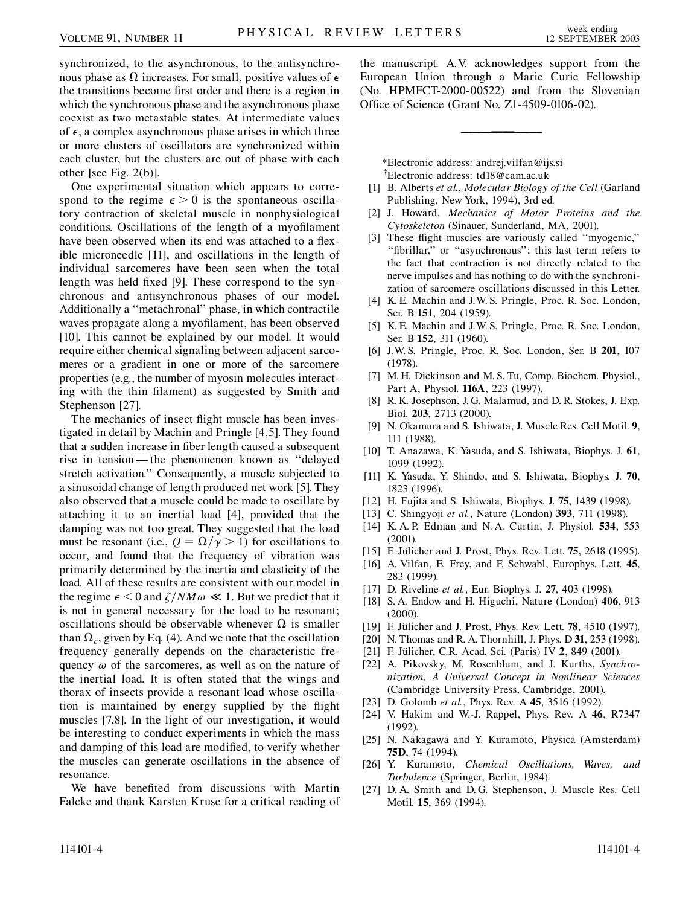synchronized, to the asynchronous, to the antisynchronous phase as $\Omega$ increases. For small, positive values of $\epsilon$ the transitions become first order and there is a region in which the synchronous phase and the asynchronous phase coexist as two metastable states. At intermediate values of $\epsilon$, a complex asynchronous phase arises in which three or more clusters of oscillators are synchronized within each cluster, but the clusters are out of phase with each other [see Fig. 2(b)].

One experimental situation which appears to correspond to the regime $\epsilon > 0$ is the spontaneous oscillatory contraction of skeletal muscle in nonphysiological conditions. Oscillations of the length of a myofilament have been observed when its end was attached to a flexible microneedle [11], and oscillations in the length of individual sarcomeres have been seen when the total length was held fixed [9]. These correspond to the synchronous and antisynchronous phases of our model. Additionally a "metachronal" phase, in which contractile waves propagate along a myofilament, has been observed [10]. This cannot be explained by our model. It would require either chemical signaling between adjacent sarcomeres or a gradient in one or more of the sarcomere properties (e.g., the number of myosin molecules interacting with the thin filament) as suggested by Smith and Stephenson [27].

The mechanics of insect flight muscle has been investigated in detail by Machin and Pringle [4,5]. They found that a sudden increase in fiber length caused a subsequent rise in tension — the phenomenon known as "delayed stretch activation." Consequently, a muscle subjected to a sinusoidal change of length produced net work [5]. They also observed that a muscle could be made to oscillate by attaching it to an inertial load [4], provided that the damping was not too great. They suggested that the load must be resonant (i.e., $Q = \Omega/\gamma > 1$) for oscillations to occur, and found that the frequency of vibration was primarily determined by the inertia and elasticity of the load. All of these results are consistent with our model in the regime $\epsilon < 0$ and $\zeta/NM\omega \ll 1$. But we predict that it is not in general necessary for the load to be resonant; oscillations should be observable whenever $\Omega$ is smaller than $\Omega_c$, given by Eq. (4). And we note that the oscillation frequency generally depends on the characteristic frequency $\omega$ of the sarcomeres, as well as on the nature of the inertial load. It is often stated that the wings and thorax of insects provide a resonant load whose oscillation is maintained by energy supplied by the flight muscles [7,8]. In the light of our investigation, it would be interesting to conduct experiments in which the mass and damping of this load are modified, to verify whether the muscles can generate oscillations in the absence of resonance.

We have benefited from discussions with Martin Falcke and thank Karsten Kruse for a critical reading of the manuscript. A.V. acknowledges support from the European Union through a Marie Curie Fellowship (No. HPMFCT-2000-00522) and from the Slovenian Office of Science (Grant No. Z1-4509-0106-02).

---

*Electronic address: andrej.vilfan@ijs.si

†Electronic address: td18@cam.ac.uk

[1] B. Alberts *et al.*, *Molecular Biology of the Cell* (Garland Publishing, New York, 1994), 3rd ed.

[2] J. Howard, *Mechanics of Motor Proteins and the Cytoskeleton* (Sinauer, Sunderland, MA, 2001).

[3] These flight muscles are variously called "myogenic," "fibrillar," or "asynchronous"; this last term refers to the fact that contraction is not directly related to the nerve impulses and has nothing to do with the synchronization of sarcomere oscillations discussed in this Letter.

[4] K. E. Machin and J. W. S. Pringle, Proc. R. Soc. London, Ser. B **151**, 204 (1959).

[5] K. E. Machin and J. W. S. Pringle, Proc. R. Soc. London, Ser. B **152**, 311 (1960).

[6] J. W. S. Pringle, Proc. R. Soc. London, Ser. B **201**, 107 (1978).

[7] M. H. Dickinson and M. S. Tu, Comp. Biochem. Physiol., Part A, Physiol. **116A**, 223 (1997).

[8] R. K. Josephson, J. G. Malamud, and D. R. Stokes, J. Exp. Biol. **203**, 2713 (2000).

[9] N. Okamura and S. Ishiwata, J. Muscle Res. Cell Motil. **9**, 111 (1988).

[10] T. Anazawa, K. Yasuda, and S. Ishiwata, Biophys. J. **61**, 1099 (1992).

[11] K. Yasuda, Y. Shindo, and S. Ishiwata, Biophys. J. **70**, 1823 (1996).

[12] H. Fujita and S. Ishiwata, Biophys. J. **75**, 1439 (1998).

[13] C. Shingyoji *et al.*, Nature (London) **393**, 711 (1998).

[14] K. A. P. Edman and N. A. Curtin, J. Physiol. **534**, 553 (2001).

[15] F. Jülicher and J. Prost, Phys. Rev. Lett. **75**, 2618 (1995).

[16] A. Vilfan, E. Frey, and F. Schwabl, Europhys. Lett. **45**, 283 (1999).

[17] D. Riveline *et al.*, Eur. Biophys. J. **27**, 403 (1998).

[18] S. A. Endow and H. Higuchi, Nature (London) **406**, 913 (2000).

[19] F. Jülicher and J. Prost, Phys. Rev. Lett. **78**, 4510 (1997).

[20] N. Thomas and R. A. Thornhill, J. Phys. D **31**, 253 (1998).

[21] F. Jülicher, C.R. Acad. Sci. (Paris) IV **2**, 849 (2001).

[22] A. Pikovsky, M. Rosenblum, and J. Kurths, *Synchronization, A Universal Concept in Nonlinear Sciences* (Cambridge University Press, Cambridge, 2001).

[23] D. Golomb *et al.*, Phys. Rev. A **45**, 3516 (1992).

[24] V. Hakim and W.-J. Rappel, Phys. Rev. A **46**, R7347 (1992).

[25] N. Nakagawa and Y. Kuramoto, Physica (Amsterdam) **75D**, 74 (1994).

[26] Y. Kuramoto, *Chemical Oscillations, Waves, and Turbulence* (Springer, Berlin, 1984).

[27] D. A. Smith and D. G. Stephenson, J. Muscle Res. Cell Motil. **15**, 369 (1994).